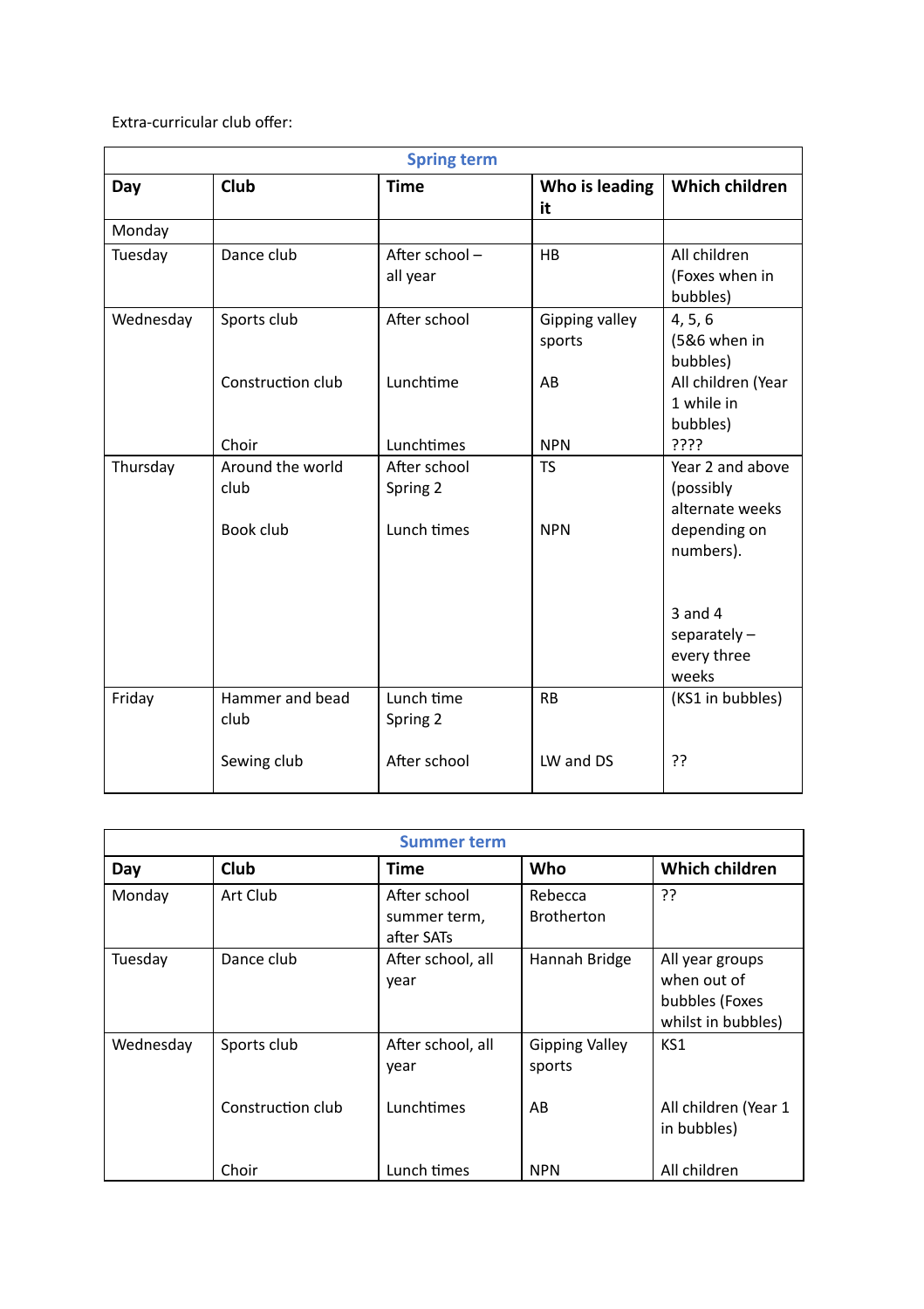Extra-curricular club offer:

| Spring term | | | | |
|---|---|---|---|---|
| **Day** | **Club** | **Time** | **Who is leading it** | **Which children** |
| Monday | | | | |
| Tuesday | Dance club | After school – all year | HB | All children (Foxes when in bubbles) |
| Wednesday | Sports club<br><br>Construction club<br><br>Choir | After school<br><br>Lunchtime<br><br>Lunchtimes | Gipping valley sports<br><br>AB<br><br>NPN | 4, 5, 6 (5&6 when in bubbles)<br>All children (Year 1 while in bubbles)<br>???? |
| Thursday | Around the world club<br><br>Book club | After school Spring 2<br><br>Lunch times | TS<br><br>NPN | Year 2 and above (possibly alternate weeks depending on numbers).<br><br>3 and 4 separately – every three weeks |
| Friday | Hammer and bead club<br><br>Sewing club | Lunch time Spring 2<br><br>After school | RB<br><br>LW and DS | (KS1 in bubbles)<br><br>?? |

| Summer term | | | | |
|---|---|---|---|---|
| **Day** | **Club** | **Time** | **Who** | **Which children** |
| Monday | Art Club | After school summer term, after SATs | Rebecca Brotherton | ?? |
| Tuesday | Dance club | After school, all year | Hannah Bridge | All year groups when out of bubbles (Foxes whilst in bubbles) |
| Wednesday | Sports club<br><br>Construction club<br><br>Choir | After school, all year<br><br>Lunchtimes<br><br>Lunch times | Gipping Valley sports<br><br>AB<br><br>NPN | KS1<br><br>All children (Year 1 in bubbles)<br><br>All children |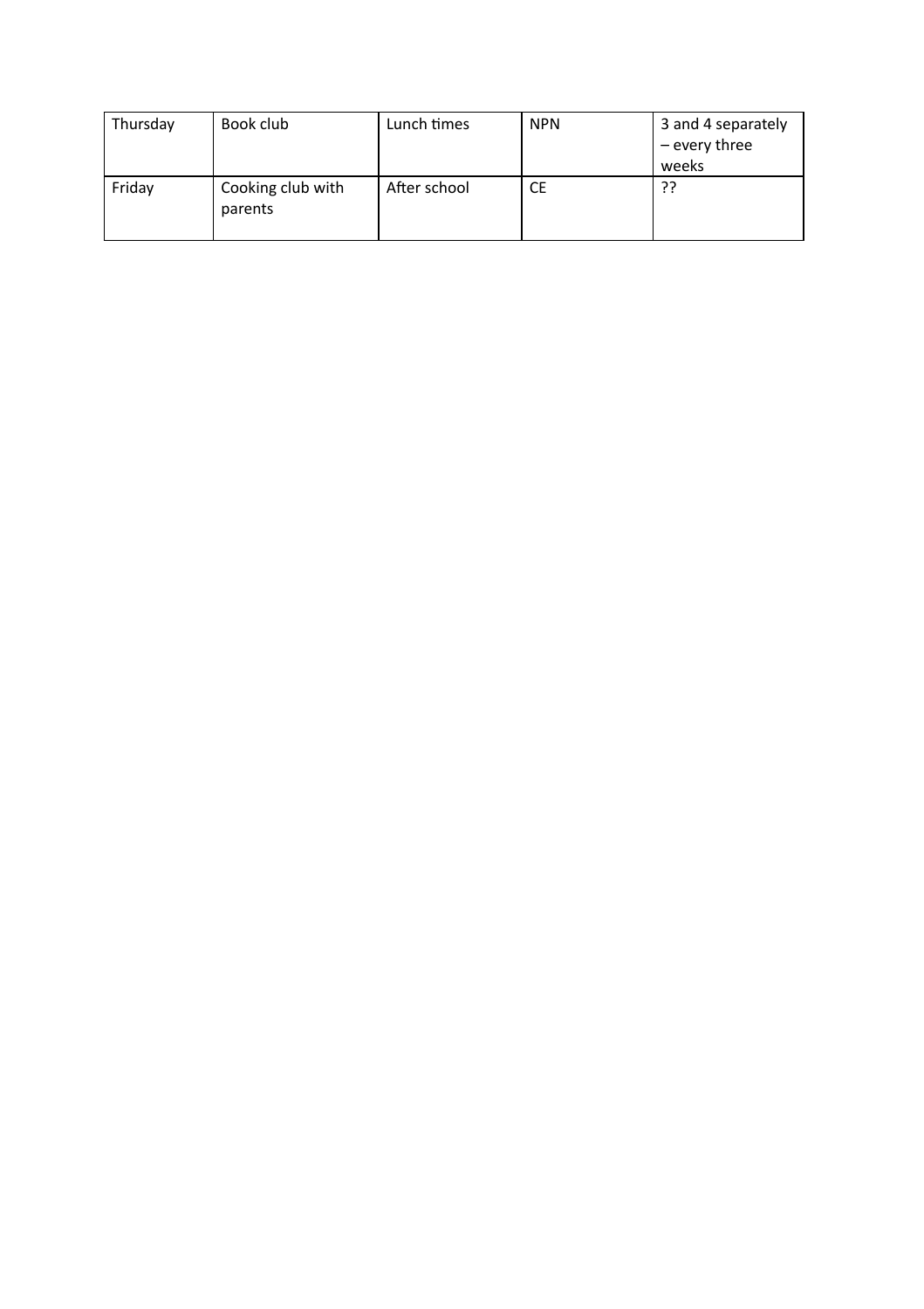| | | | | |
|---|---|---|---|---|
| Thursday | Book club | Lunch times | NPN | 3 and 4 separately – every three weeks |
| Friday | Cooking club with parents | After school | CE | ?? |